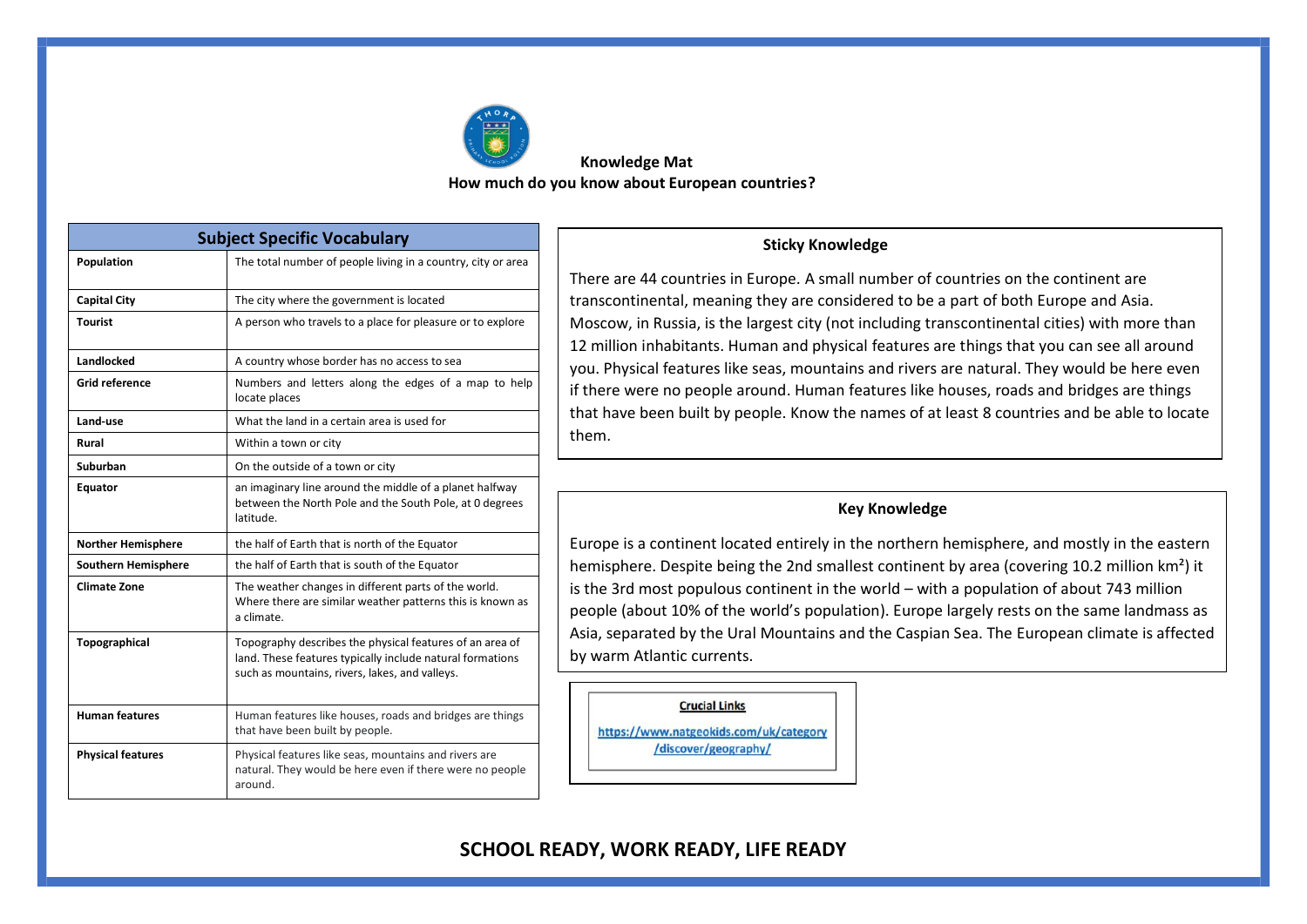**Knowledge Mat**

**How much do you know about European countries?**

| **Subject Specific Vocabulary** | |
|---|---|
| **Population** | The total number of people living in a country, city or area |
| **Capital City** | The city where the government is located |
| **Tourist** | A person who travels to a place for pleasure or to explore |
| **Landlocked** | A country whose border has no access to sea |
| **Grid reference** | Numbers and letters along the edges of a map to help locate places |
| **Land-use** | What the land in a certain area is used for |
| **Rural** | Within a town or city |
| **Suburban** | On the outside of a town or city |
| **Equator** | an imaginary line around the middle of a planet halfway between the North Pole and the South Pole, at 0 degrees latitude. |
| **Norther Hemisphere** | the half of Earth that is north of the Equator |
| **Southern Hemisphere** | the half of Earth that is south of the Equator |
| **Climate Zone** | The weather changes in different parts of the world. Where there are similar weather patterns this is known as a climate. |
| **Topographical** | Topography describes the physical features of an area of land. These features typically include natural formations such as mountains, rivers, lakes, and valleys. |
| **Human features** | Human features like houses, roads and bridges are things that have been built by people. |
| **Physical features** | Physical features like seas, mountains and rivers are natural. They would be here even if there were no people around. |

### Sticky Knowledge

There are 44 countries in Europe. A small number of countries on the continent are transcontinental, meaning they are considered to be a part of both Europe and Asia. Moscow, in Russia, is the largest city (not including transcontinental cities) with more than 12 million inhabitants. Human and physical features are things that you can see all around you. Physical features like seas, mountains and rivers are natural. They would be here even if there were no people around. Human features like houses, roads and bridges are things that have been built by people. Know the names of at least 8 countries and be able to locate them.

### Key Knowledge

Europe is a continent located entirely in the northern hemisphere, and mostly in the eastern hemisphere. Despite being the 2nd smallest continent by area (covering 10.2 million km²) it is the 3rd most populous continent in the world – with a population of about 743 million people (about 10% of the world's population). Europe largely rests on the same landmass as Asia, separated by the Ural Mountains and the Caspian Sea. The European climate is affected by warm Atlantic currents.

**Crucial Links**

https://www.natgeokids.com/uk/category/discover/geography/

**SCHOOL READY, WORK READY, LIFE READY**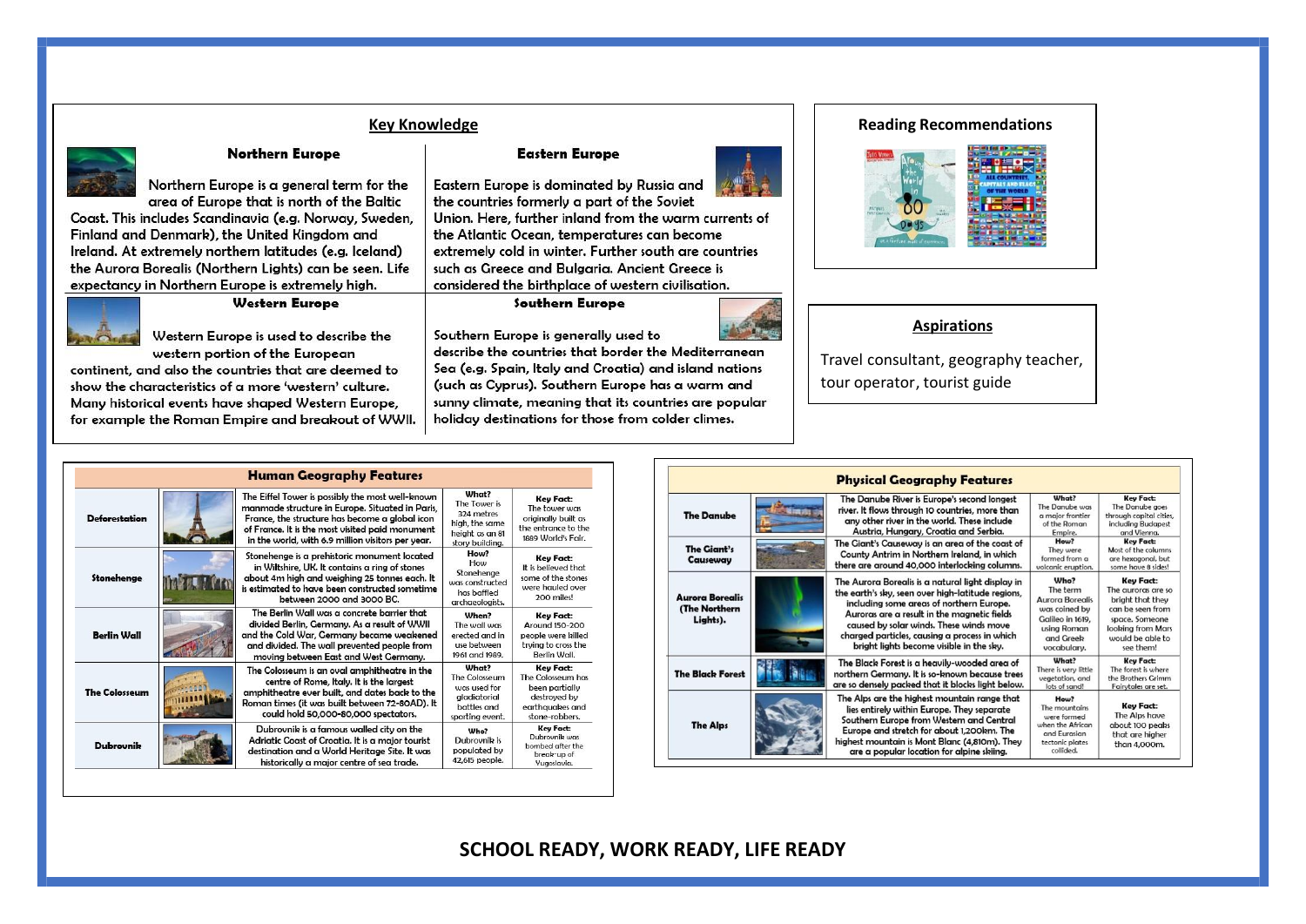## Key Knowledge

### Northern Europe

Northern Europe is a general term for the area of Europe that is north of the Baltic Coast. This includes Scandinavia (e.g. Norway, Sweden, Finland and Denmark), the United Kingdom and Ireland. At extremely northern latitudes (e.g. Iceland) the Aurora Borealis (Northern Lights) can be seen. Life expectancy in Northern Europe is extremely high.

### Eastern Europe

Eastern Europe is dominated by Russia and the countries formerly a part of the Soviet Union. Here, further inland from the warm currents of the Atlantic Ocean, temperatures can become extremely cold in winter. Further south are countries such as Greece and Bulgaria. Ancient Greece is considered the birthplace of western civilisation.

### Western Europe

Western Europe is used to describe the western portion of the European continent, and also the countries that are deemed to show the characteristics of a more 'western' culture. Many historical events have shaped Western Europe, for example the Roman Empire and breakout of WWII.

### Southern Europe

Southern Europe is generally used to describe the countries that border the Mediterranean Sea (e.g. Spain, Italy and Croatia) and island nations (such as Cyprus). Southern Europe has a warm and sunny climate, meaning that its countries are popular holiday destinations for those from colder climes.

## Reading Recommendations

## Aspirations

Travel consultant, geography teacher, tour operator, tourist guide

## Human Geography Features

| | | | |
|---|---|---|---|
| **Deforestation** | The Eiffel Tower is possibly the most well-known manmade structure in Europe. Situated in Paris, France, the structure has become a global icon of France. It is the most visited paid monument in the world, with 6.9 million visitors per year. | **What?** The Tower is 324 metres high, the same height as an 81 story building. | **Key Fact:** The tower was originally built as the entrance to the 1889 World's Fair. |
| **Stonehenge** | Stonehenge is a prehistoric monument located in Wiltshire, UK. It contains a ring of stones about 4m high and weighing 25 tonnes each. It is estimated to have been constructed sometime between 2000 and 3000 BC. | **How?** How Stonehenge was constructed has baffled archaeologists. | **Key Fact:** It is believed that some of the stones were hauled over 200 miles! |
| **Berlin Wall** | The Berlin Wall was a concrete barrier that divided Berlin, Germany. As a result of WWII and the Cold War, Germany became weakened and divided. The wall prevented people from moving between East and West Germany. | **When?** The wall was erected and in use between 1961 and 1989. | **Key Fact:** Around 150-200 people were killed trying to cross the Berlin Wall. |
| **The Colosseum** | The Colosseum is an oval amphitheatre in the centre of Rome, Italy. It is the largest amphitheatre ever built, and dates back to the Roman times (it was built between 72-80AD). It could hold 50,000-80,000 spectators. | **What?** The Colosseum was used for gladiatorial battles and sporting event. | **Key Fact:** The Colosseum has been partially destroyed by earthquakes and stone-robbers. |
| **Dubrovnik** | Dubrovnik is a famous walled city on the Adriatic Coast of Croatia. It is a major tourist destination and a World Heritage Site. It was historically a major centre of sea trade. | **Who?** Dubrovnik is populated by 42,615 people. | **Key Fact:** Dubrovnik was bombed after the break-up of Yugoslavia. |

## Physical Geography Features

| | | | |
|---|---|---|---|
| **The Danube** | The Danube River is Europe's second longest river. It flows through 10 countries, more than any other river in the world. These include Austria, Hungary, Croatia and Serbia. | **What?** The Danube was a major frontier of the Roman Empire. | **Key Fact:** The Danube goes through capital cities, including Budapest and Vienna. |
| **The Giant's Causeway** | The Giant's Causeway is an area of the coast of County Antrim in Northern Ireland, in which there are around 40,000 interlocking columns. | **How?** They were formed from a volcanic eruption. | **Key Fact:** Most of the columns are hexagonal, but some have 8 sides! |
| **Aurora Borealis (The Northern Lights).** | The Aurora Borealis is a natural light display in the earth's sky, seen over high-latitude regions, including some areas of northern Europe. Auroras are a result in the magnetic fields caused by solar winds. These winds move charged particles, causing a process in which bright lights become visible in the sky. | **Who?** The term Aurora Borealis was coined by Galileo in 1619, using Roman and Greek vocabulary. | **Key Fact:** The auroras are so bright that they can be seen from space. Someone looking from Mars would be able to see them! |
| **The Black Forest** | The Black Forest is a heavily-wooded area of northern Germany. It is so-known because trees are so densely packed that it blocks light below. | **What?** There is very little vegetation, and lots of sand! | **Key Fact:** The forest is where the Brothers Grimm Fairytales are set. |
| **The Alps** | The Alps are the highest mountain range that lies entirely within Europe. They separate Southern Europe from Western and Central Europe and stretch for about 1,200km. The highest mountain is Mont Blanc (4,810m). They are a popular location for alpine skiing. | **How?** The mountains were formed when the African and Eurasian tectonic plates collided. | **Key Fact:** The Alps have about 100 peaks that are higher than 4,000m. |

**SCHOOL READY, WORK READY, LIFE READY**